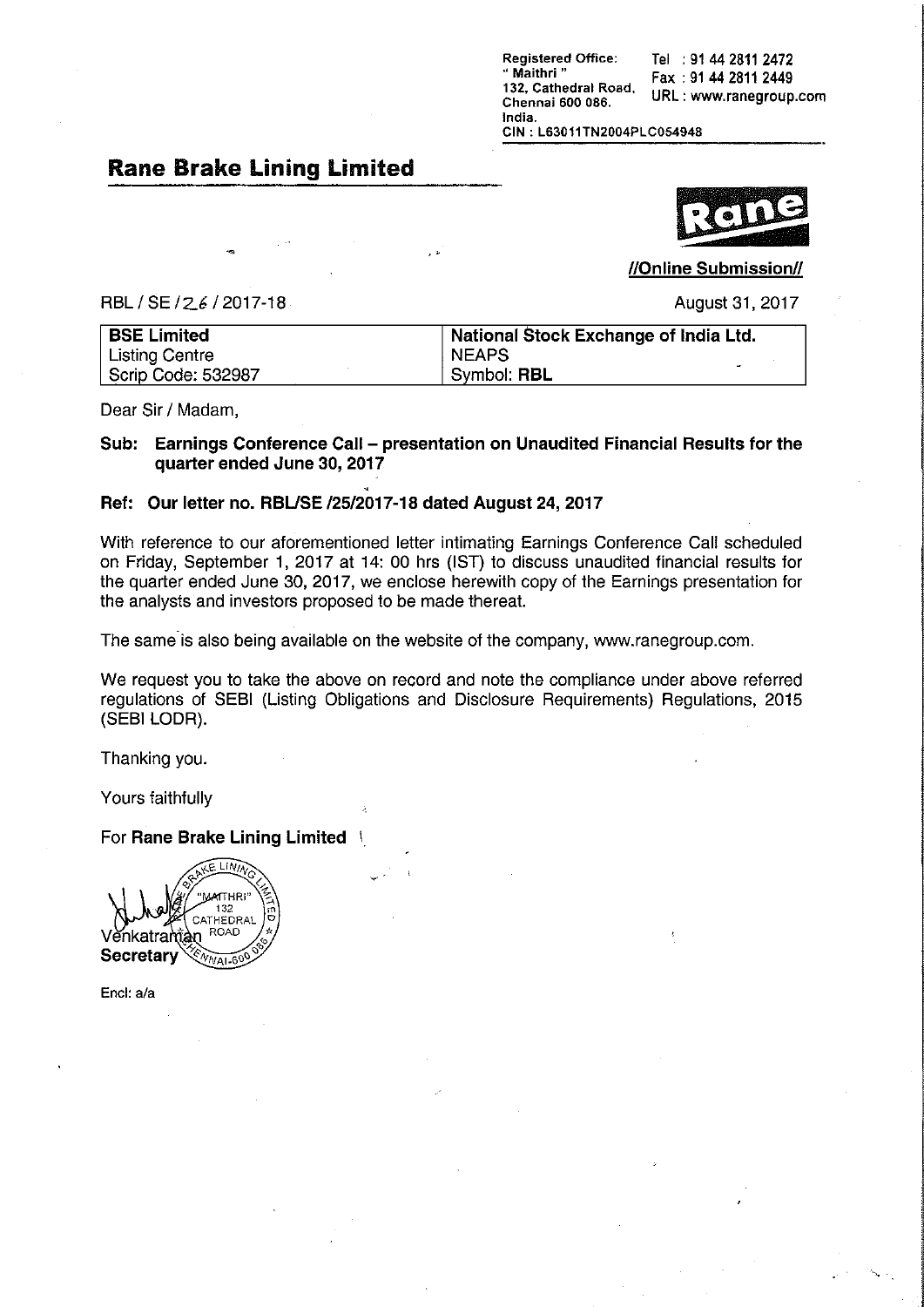Registered Office:
" Maithri "
132, Cathedral Road,
Chennai 600 086.
India.

Tel : 91 44 2811 2472
Fax : 91 44 2811 2449
URL : www.ranegroup.com

CIN : L63011TN2004PLC054948

## Rane Brake Lining Limited

**//Online Submission//**

RBL / SE / 26 / 2017-18

August 31, 2017

| BSE Limited | National Stock Exchange of India Ltd. |
|---|---|
| Listing Centre | NEAPS |
| Scrip Code: 532987 | Symbol: **RBL** |

Dear Sir / Madam,

**Sub: Earnings Conference Call – presentation on Unaudited Financial Results for the quarter ended June 30, 2017**

**Ref: Our letter no. RBL/SE /25/2017-18 dated August 24, 2017**

With reference to our aforementioned letter intimating Earnings Conference Call scheduled on Friday, September 1, 2017 at 14: 00 hrs (IST) to discuss unaudited financial results for the quarter ended June 30, 2017, we enclose herewith copy of the Earnings presentation for the analysts and investors proposed to be made thereat.

The same is also being available on the website of the company, www.ranegroup.com.

We request you to take the above on record and note the compliance under above referred regulations of SEBI (Listing Obligations and Disclosure Requirements) Regulations, 2015 (SEBI LODR).

Thanking you.

Yours faithfully

For **Rane Brake Lining Limited**

Venkatraman
**Secretary**

Encl: a/a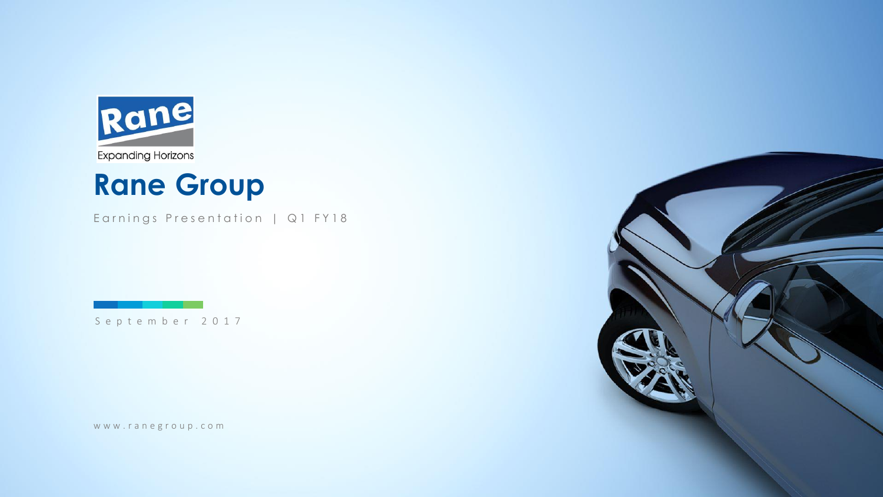Rane

Expanding Horizons

# Rane Group

Earnings Presentation | Q1 FY18

September 2017

www.ranegroup.com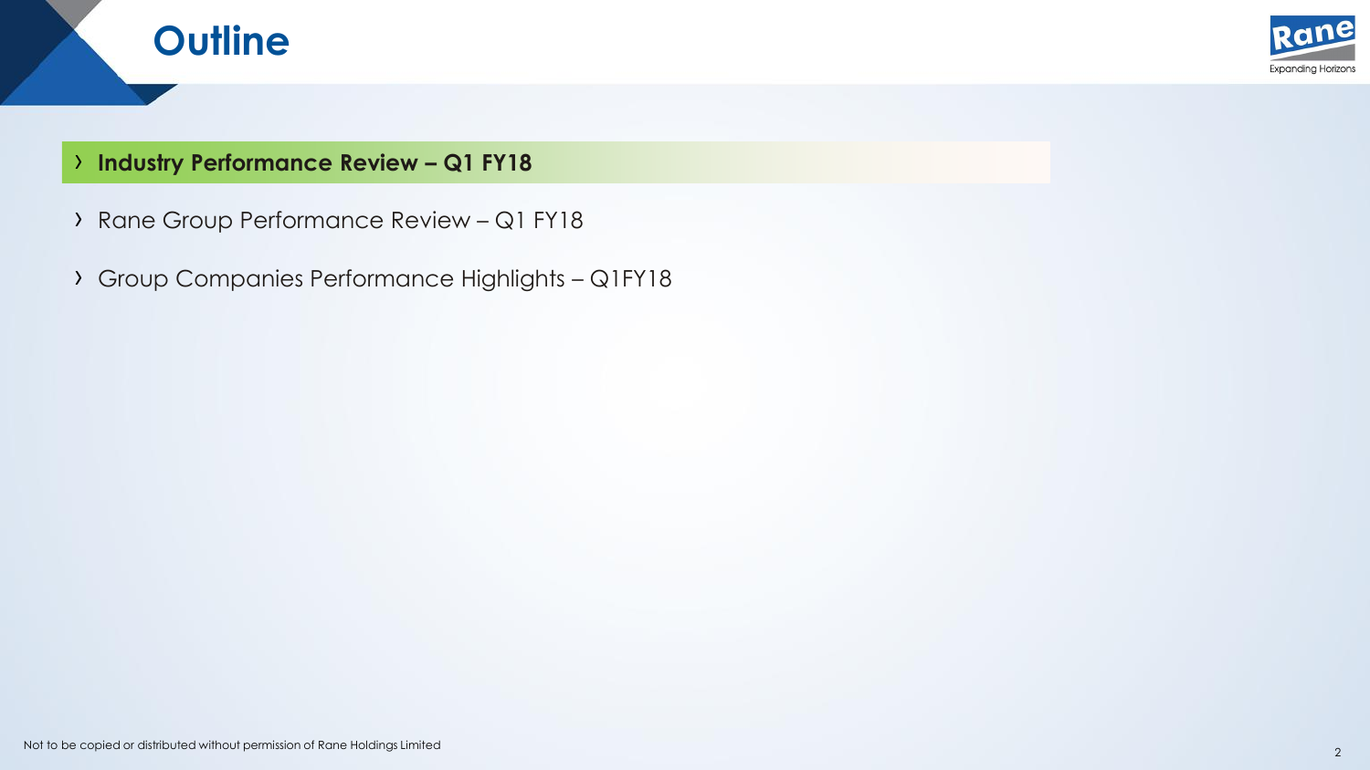# Outline

- **Industry Performance Review – Q1 FY18**
- Rane Group Performance Review – Q1 FY18
- Group Companies Performance Highlights – Q1FY18

Not to be copied or distributed without permission of Rane Holdings Limited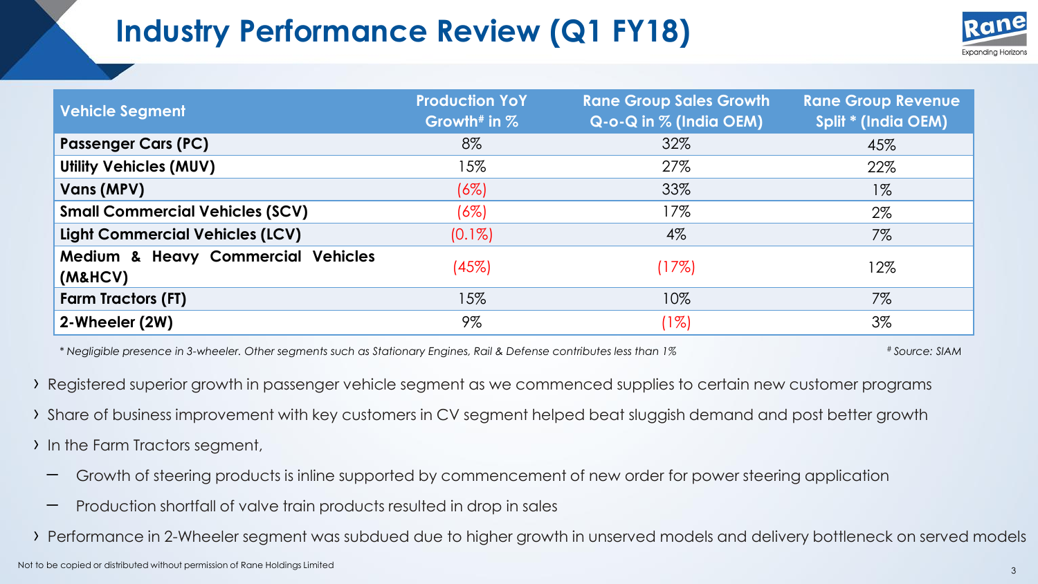# Industry Performance Review (Q1 FY18)

| Vehicle Segment | Production YoY Growth# in % | Rane Group Sales Growth Q-o-Q in % (India OEM) | Rane Group Revenue Split * (India OEM) |
|---|---|---|---|
| **Passenger Cars (PC)** | 8% | 32% | 45% |
| **Utility Vehicles (MUV)** | 15% | 27% | 22% |
| **Vans (MPV)** | (6%) | 33% | 1% |
| **Small Commercial Vehicles (SCV)** | (6%) | 17% | 2% |
| **Light Commercial Vehicles (LCV)** | (0.1%) | 4% | 7% |
| **Medium & Heavy Commercial Vehicles (M&HCV)** | (45%) | (17%) | 12% |
| **Farm Tractors (FT)** | 15% | 10% | 7% |
| **2-Wheeler (2W)** | 9% | (1%) | 3% |

*\* Negligible presence in 3-wheeler. Other segments such as Stationary Engines, Rail & Defense contributes less than 1%*

*# Source: SIAM*

- Registered superior growth in passenger vehicle segment as we commenced supplies to certain new customer programs
- Share of business improvement with key customers in CV segment helped beat sluggish demand and post better growth
- In the Farm Tractors segment,
  - Growth of steering products is inline supported by commencement of new order for power steering application
  - Production shortfall of valve train products resulted in drop in sales
- Performance in 2-Wheeler segment was subdued due to higher growth in unserved models and delivery bottleneck on served models

Not to be copied or distributed without permission of Rane Holdings Limited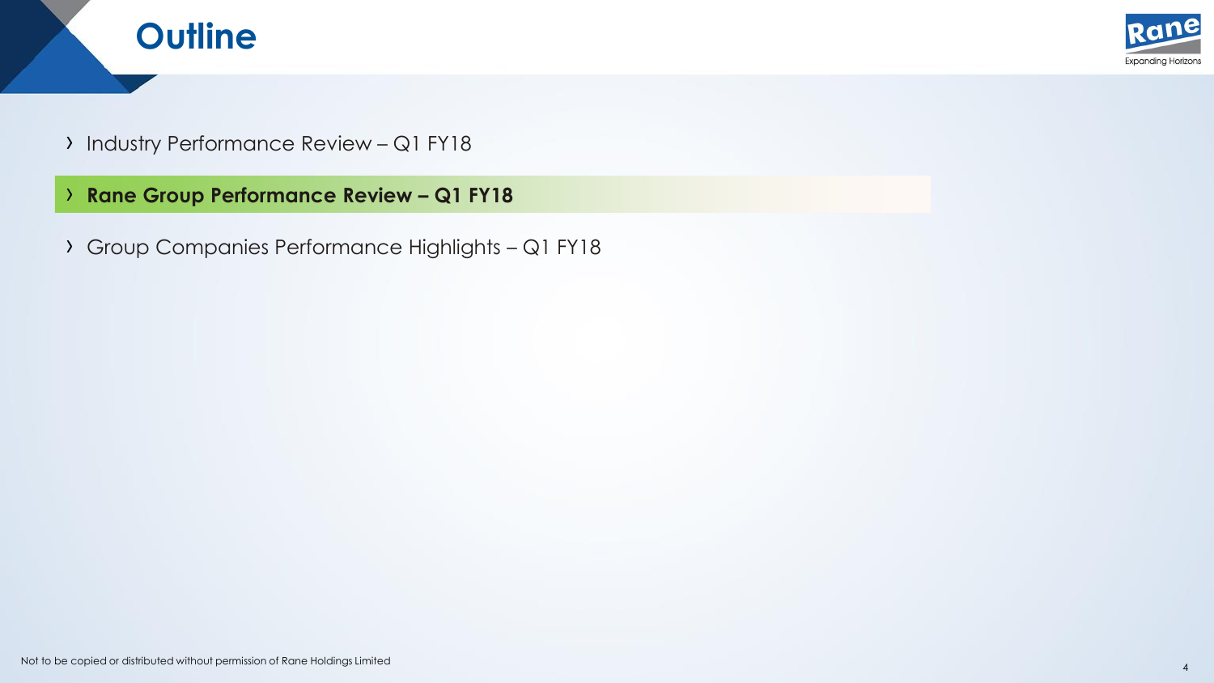# Outline

- Industry Performance Review – Q1 FY18
- **Rane Group Performance Review – Q1 FY18**
- Group Companies Performance Highlights – Q1 FY18

Not to be copied or distributed without permission of Rane Holdings Limited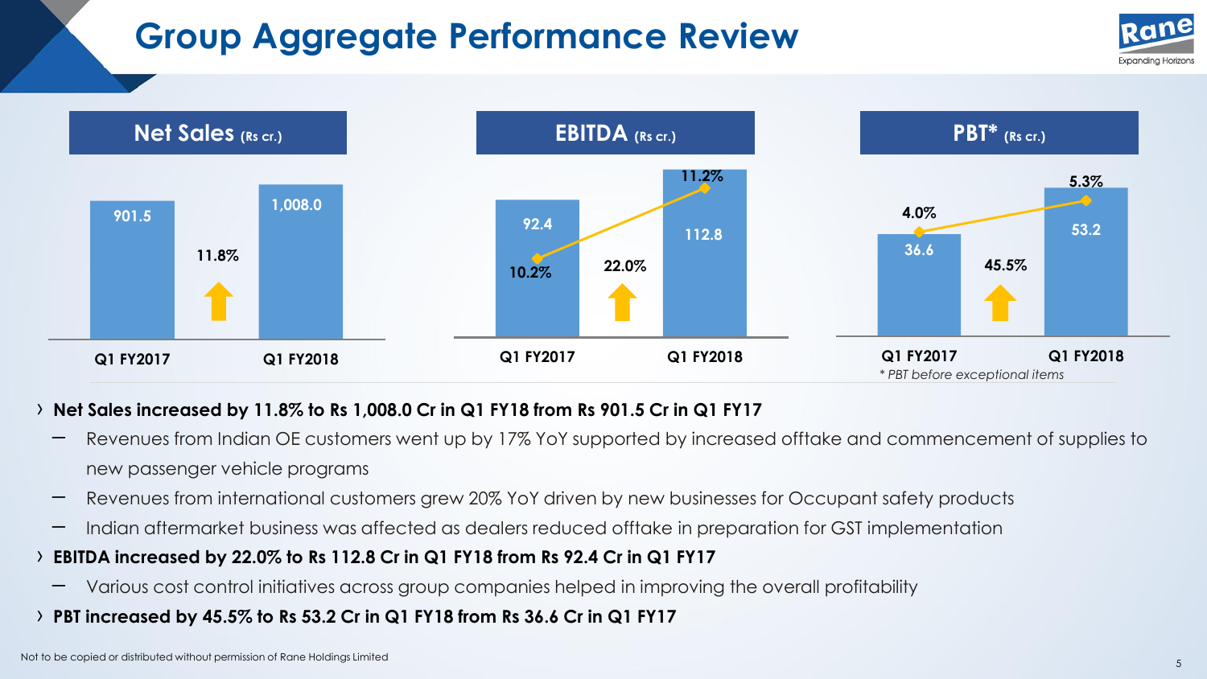# Group Aggregate Performance Review

| Net Sales (Rs cr.) | Q1 FY2017 | Q1 FY2018 | Growth |
|---|---|---|---|
| Net Sales | 901.5 | 1,008.0 | 11.8% |

| EBITDA (Rs cr.) | Q1 FY2017 | Q1 FY2018 | Growth |
|---|---|---|---|
| EBITDA | 92.4 | 112.8 | 22.0% |
| Margin | 10.2% | 11.2% | |

| PBT* (Rs cr.) | Q1 FY2017 | Q1 FY2018 | Growth |
|---|---|---|---|
| PBT | 36.6 | 53.2 | 45.5% |
| Margin | 4.0% | 5.3% | |

*\* PBT before exceptional items*

- **Net Sales increased by 11.8% to Rs 1,008.0 Cr in Q1 FY18 from Rs 901.5 Cr in Q1 FY17**
  - Revenues from Indian OE customers went up by 17% YoY supported by increased offtake and commencement of supplies to new passenger vehicle programs
  - Revenues from international customers grew 20% YoY driven by new businesses for Occupant safety products
  - Indian aftermarket business was affected as dealers reduced offtake in preparation for GST implementation
- **EBITDA increased by 22.0% to Rs 112.8 Cr in Q1 FY18 from Rs 92.4 Cr in Q1 FY17**
  - Various cost control initiatives across group companies helped in improving the overall profitability
- **PBT increased by 45.5% to Rs 53.2 Cr in Q1 FY18 from Rs 36.6 Cr in Q1 FY17**

Not to be copied or distributed without permission of Rane Holdings Limited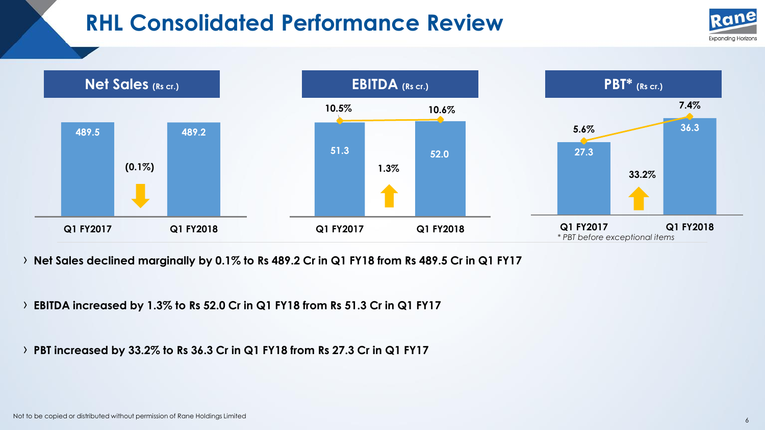# RHL Consolidated Performance Review

| | Q1 FY2017 | Q1 FY2018 | Change |
|---|---|---|---|
| Net Sales (Rs cr.) | 489.5 | 489.2 | (0.1%) |
| EBITDA (Rs cr.) | 51.3 | 52.0 | 1.3% |
| EBITDA Margin | 10.5% | 10.6% | |
| PBT* (Rs cr.) | 27.3 | 36.3 | 33.2% |
| PBT Margin | 5.6% | 7.4% | |

*\* PBT before exceptional items*

- **Net Sales declined marginally by 0.1% to Rs 489.2 Cr in Q1 FY18 from Rs 489.5 Cr in Q1 FY17**
- **EBITDA increased by 1.3% to Rs 52.0 Cr in Q1 FY18 from Rs 51.3 Cr in Q1 FY17**
- **PBT increased by 33.2% to Rs 36.3 Cr in Q1 FY18 from Rs 27.3 Cr in Q1 FY17**

Not to be copied or distributed without permission of Rane Holdings Limited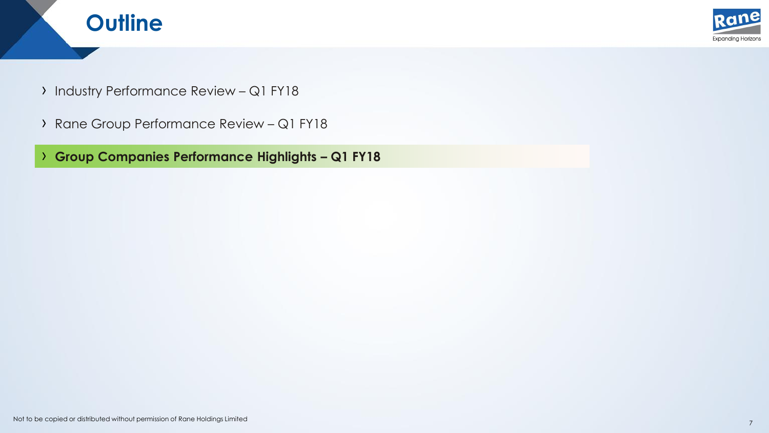# Outline

- Industry Performance Review – Q1 FY18
- Rane Group Performance Review – Q1 FY18
- **Group Companies Performance Highlights – Q1 FY18**

Not to be copied or distributed without permission of Rane Holdings Limited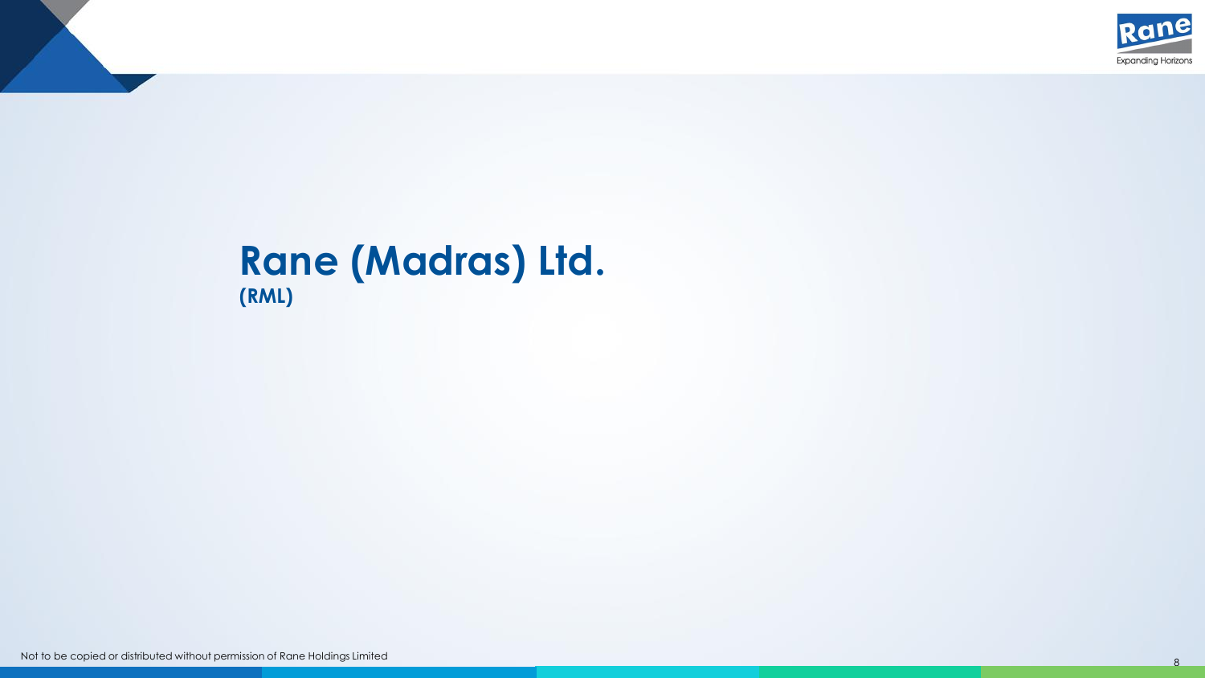# Rane (Madras) Ltd.

**(RML)**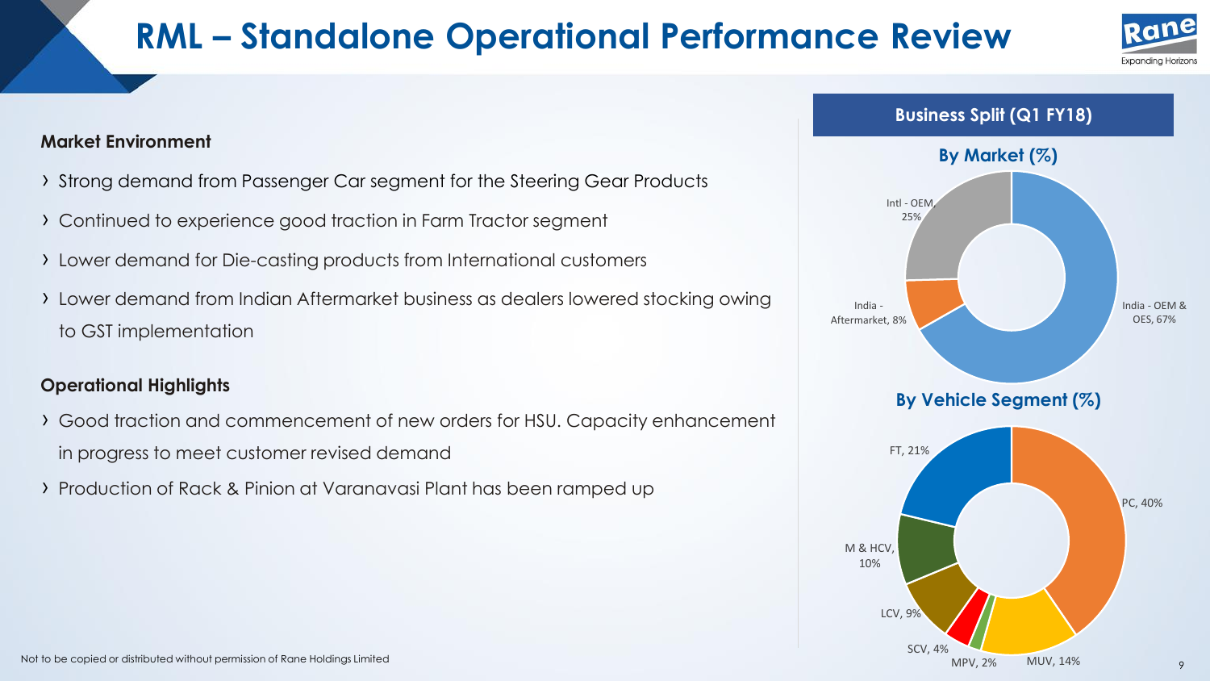# RML – Standalone Operational Performance Review

**Market Environment**

- Strong demand from Passenger Car segment for the Steering Gear Products
- Continued to experience good traction in Farm Tractor segment
- Lower demand for Die-casting products from International customers
- Lower demand from Indian Aftermarket business as dealers lowered stocking owing to GST implementation

**Operational Highlights**

- Good traction and commencement of new orders for HSU. Capacity enhancement in progress to meet customer revised demand
- Production of Rack & Pinion at Varanavasi Plant has been ramped up

## Business Split (Q1 FY18)

**By Market (%)**

| Market | % |
|---|---|
| India - OEM & OES | 67% |
| India - Aftermarket | 8% |
| Intl - OEM | 25% |

**By Vehicle Segment (%)**

| Segment | % |
|---|---|
| PC | 40% |
| MUV | 14% |
| MPV | 2% |
| SCV | 4% |
| LCV | 9% |
| M & HCV | 10% |
| FT | 21% |

Not to be copied or distributed without permission of Rane Holdings Limited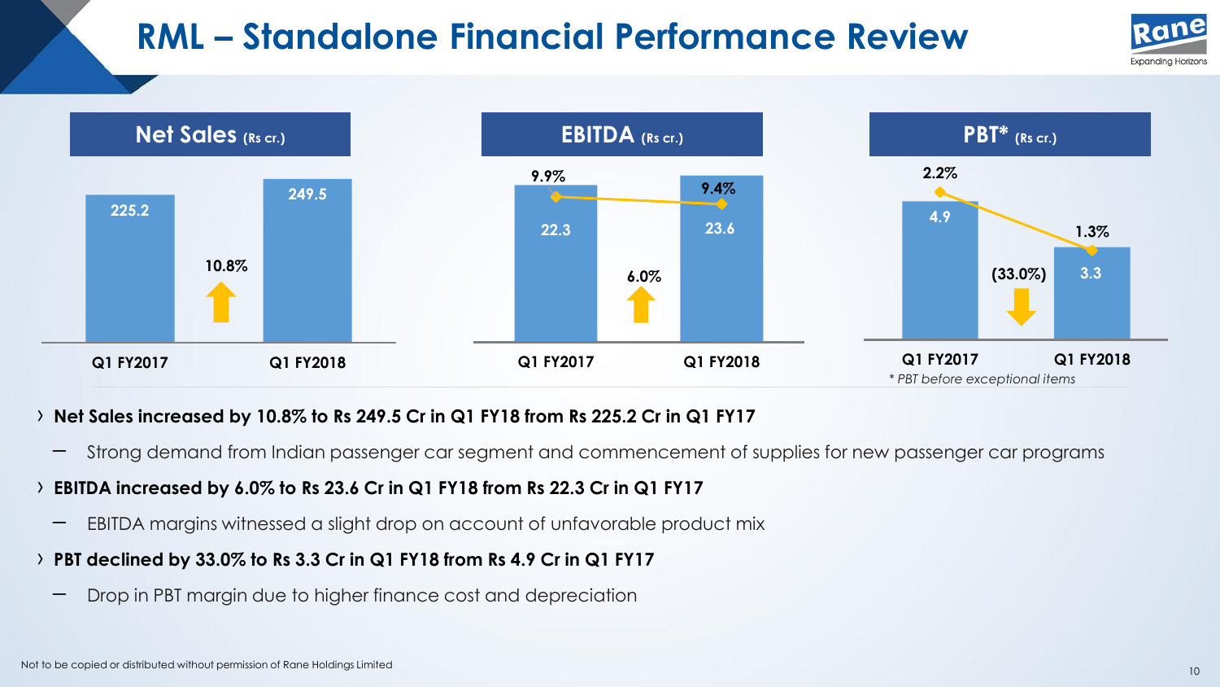# RML – Standalone Financial Performance Review

## Net Sales (Rs cr.)

| | Q1 FY2017 | Q1 FY2018 |
|---|---|---|
| Net Sales | 225.2 | 249.5 |
| Growth | | 10.8% |

## EBITDA (Rs cr.)

| | Q1 FY2017 | Q1 FY2018 |
|---|---|---|
| EBITDA | 22.3 | 23.6 |
| EBITDA Margin | 9.9% | 9.4% |
| Growth | | 6.0% |

## PBT* (Rs cr.)

| | Q1 FY2017 | Q1 FY2018 |
|---|---|---|
| PBT | 4.9 | 3.3 |
| PBT Margin | 2.2% | 1.3% |
| Growth | | (33.0%) |

*\* PBT before exceptional items*

- **Net Sales increased by 10.8% to Rs 249.5 Cr in Q1 FY18 from Rs 225.2 Cr in Q1 FY17**
  - Strong demand from Indian passenger car segment and commencement of supplies for new passenger car programs
- **EBITDA increased by 6.0% to Rs 23.6 Cr in Q1 FY18 from Rs 22.3 Cr in Q1 FY17**
  - EBITDA margins witnessed a slight drop on account of unfavorable product mix
- **PBT declined by 33.0% to Rs 3.3 Cr in Q1 FY18 from Rs 4.9 Cr in Q1 FY17**
  - Drop in PBT margin due to higher finance cost and depreciation

Not to be copied or distributed without permission of Rane Holdings Limited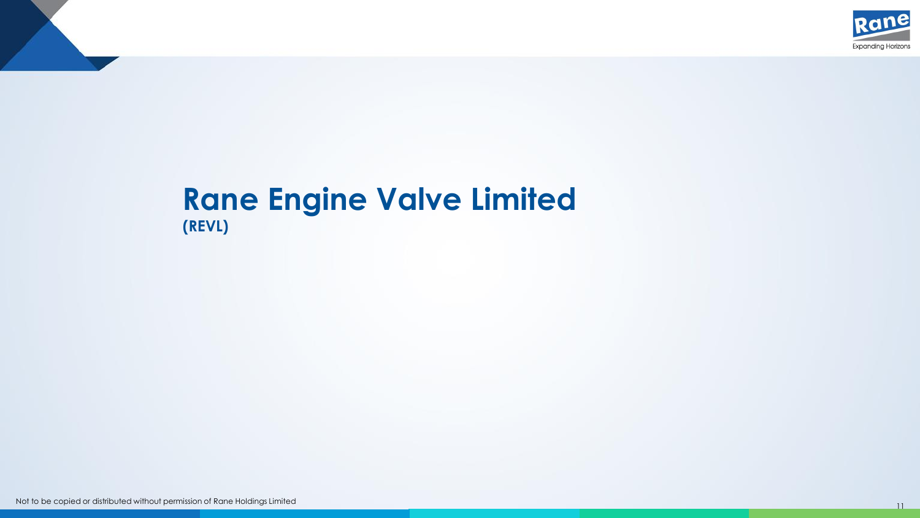# Rane Engine Valve Limited
**(REVL)**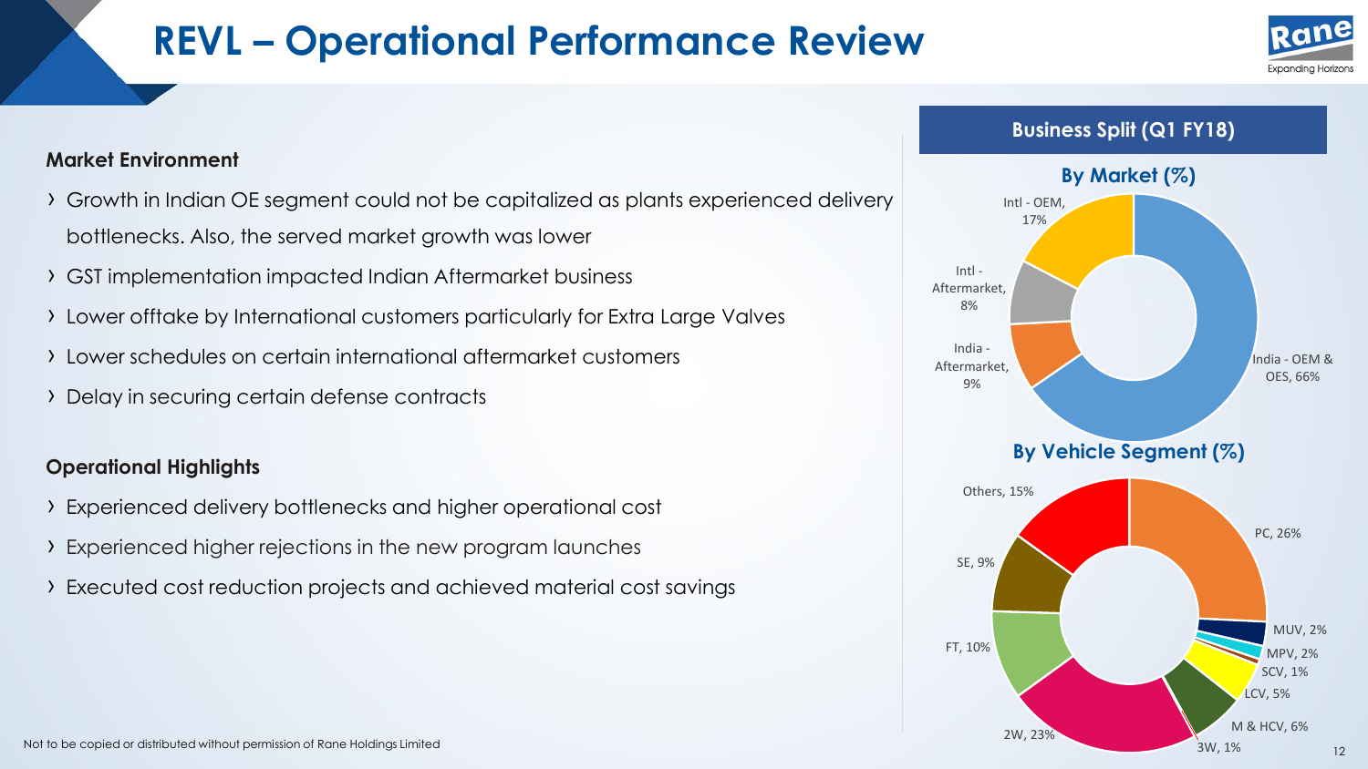# REVL – Operational Performance Review

### Market Environment

- Growth in Indian OE segment could not be capitalized as plants experienced delivery bottlenecks. Also, the served market growth was lower
- GST implementation impacted Indian Aftermarket business
- Lower offtake by International customers particularly for Extra Large Valves
- Lower schedules on certain international aftermarket customers
- Delay in securing certain defense contracts

### Operational Highlights

- Experienced delivery bottlenecks and higher operational cost
- Experienced higher rejections in the new program launches
- Executed cost reduction projects and achieved material cost savings

## Business Split (Q1 FY18)

### By Market (%)

| Market | % |
| --- | --- |
| India - OEM & OES | 66% |
| India - Aftermarket | 9% |
| Intl - Aftermarket | 8% |
| Intl - OEM | 17% |

### By Vehicle Segment (%)

| Segment | % |
| --- | --- |
| PC | 26% |
| MUV | 2% |
| MPV | 2% |
| SCV | 1% |
| LCV | 5% |
| M & HCV | 6% |
| 3W | 1% |
| 2W | 23% |
| FT | 10% |
| SE | 9% |
| Others | 15% |

Not to be copied or distributed without permission of Rane Holdings Limited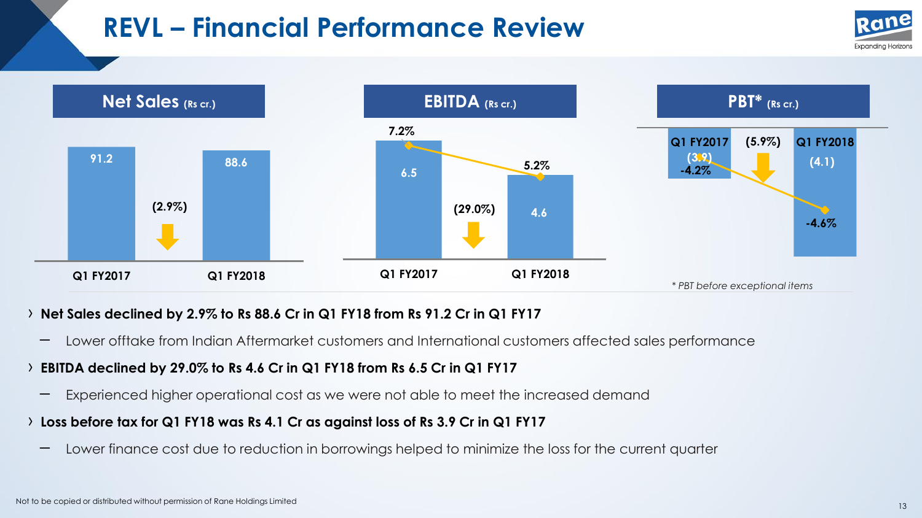# REVL – Financial Performance Review

| | Q1 FY2017 | Q1 FY2018 | Change |
|---|---|---|---|
| Net Sales (Rs cr.) | 91.2 | 88.6 | (2.9%) |
| EBITDA (Rs cr.) | 6.5 | 4.6 | (29.0%) |
| EBITDA margin | 7.2% | 5.2% | |
| PBT* (Rs cr.) | (3.9) | (4.1) | (5.9%) |
| PBT margin | -4.2% | -4.6% | |

\* PBT before exceptional items

- **Net Sales declined by 2.9% to Rs 88.6 Cr in Q1 FY18 from Rs 91.2 Cr in Q1 FY17**
  - Lower offtake from Indian Aftermarket customers and International customers affected sales performance
- **EBITDA declined by 29.0% to Rs 4.6 Cr in Q1 FY18 from Rs 6.5 Cr in Q1 FY17**
  - Experienced higher operational cost as we were not able to meet the increased demand
- **Loss before tax for Q1 FY18 was Rs 4.1 Cr as against loss of Rs 3.9 Cr in Q1 FY17**
  - Lower finance cost due to reduction in borrowings helped to minimize the loss for the current quarter

Not to be copied or distributed without permission of Rane Holdings Limited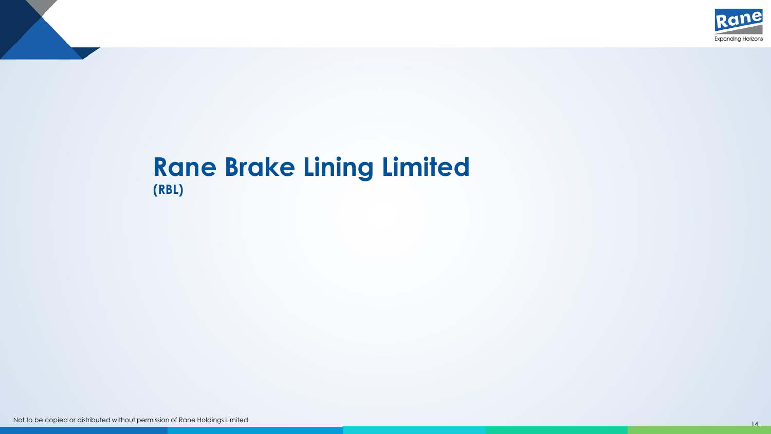# Rane Brake Lining Limited

**(RBL)**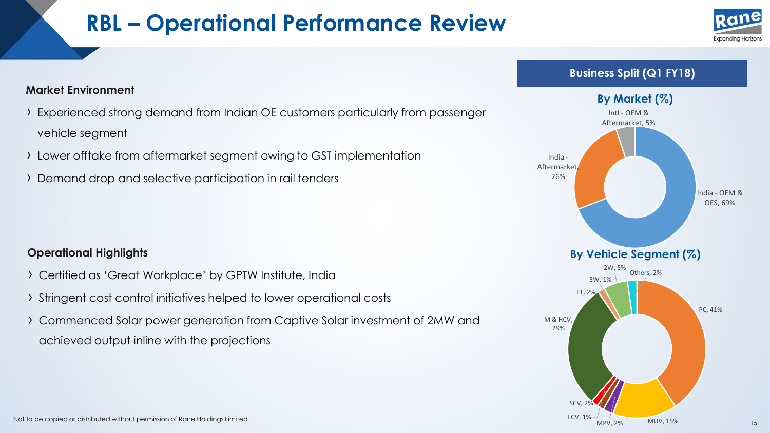# RBL – Operational Performance Review

### Market Environment

- Experienced strong demand from Indian OE customers particularly from passenger vehicle segment
- Lower offtake from aftermarket segment owing to GST implementation
- Demand drop and selective participation in rail tenders

### Operational Highlights

- Certified as 'Great Workplace' by GPTW Institute, India
- Stringent cost control initiatives helped to lower operational costs
- Commenced Solar power generation from Captive Solar investment of 2MW and achieved output inline with the projections

## Business Split (Q1 FY18)

### By Market (%)

| Market | % |
|---|---|
| India - OEM & OES | 69% |
| India - Aftermarket | 26% |
| Intl - OEM & Aftermarket | 5% |

### By Vehicle Segment (%)

| Segment | % |
|---|---|
| PC | 41% |
| MUV | 15% |
| MPV | 2% |
| LCV | 1% |
| SCV | 2% |
| M & HCV | 29% |
| FT | 2% |
| 3W | 1% |
| 2W | 5% |
| Others | 2% |

Not to be copied or distributed without permission of Rane Holdings Limited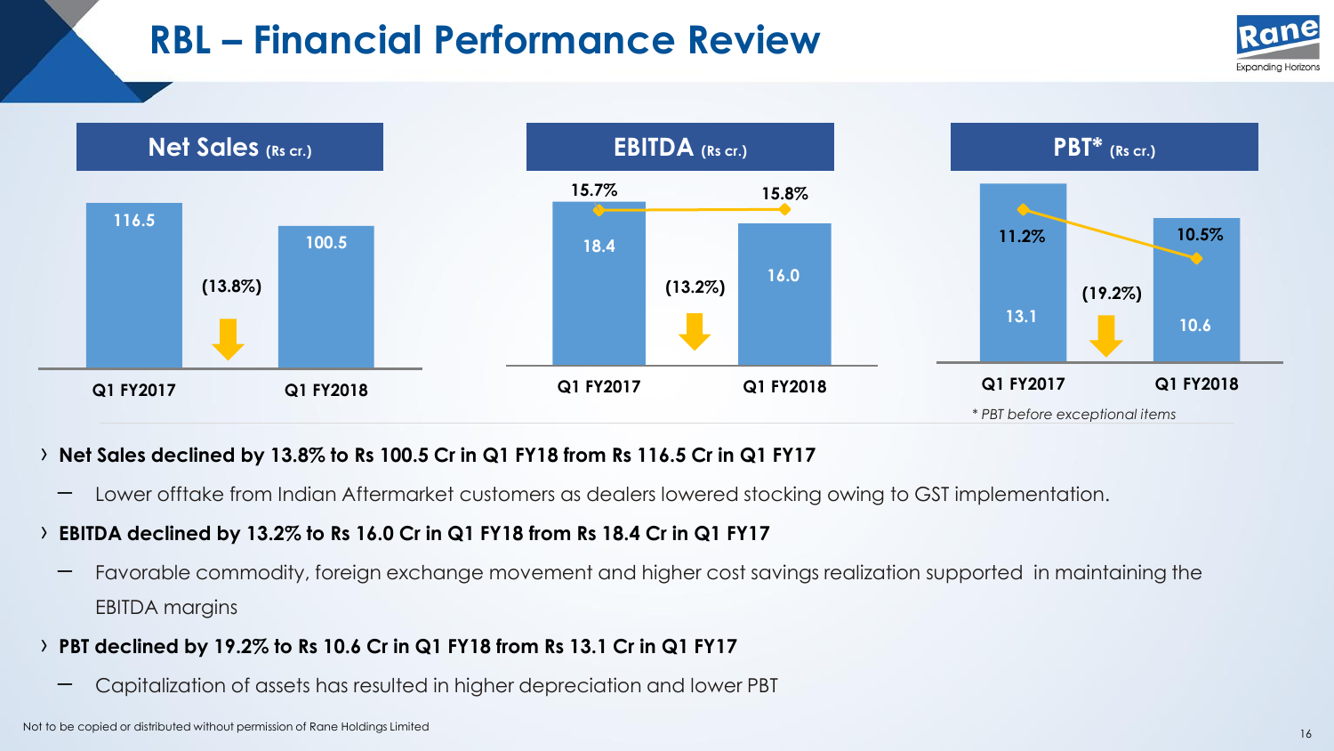# RBL – Financial Performance Review

| | Q1 FY2017 | Q1 FY2018 | Change |
|---|---|---|---|
| Net Sales (Rs cr.) | 116.5 | 100.5 | (13.8%) |
| EBITDA (Rs cr.) | 18.4 | 16.0 | (13.2%) |
| EBITDA Margin | 15.7% | 15.8% | |
| PBT* (Rs cr.) | 13.1 | 10.6 | (19.2%) |
| PBT Margin | 11.2% | 10.5% | |

*\* PBT before exceptional items*

- **Net Sales declined by 13.8% to Rs 100.5 Cr in Q1 FY18 from Rs 116.5 Cr in Q1 FY17**
  - Lower offtake from Indian Aftermarket customers as dealers lowered stocking owing to GST implementation.
- **EBITDA declined by 13.2% to Rs 16.0 Cr in Q1 FY18 from Rs 18.4 Cr in Q1 FY17**
  - Favorable commodity, foreign exchange movement and higher cost savings realization supported in maintaining the EBITDA margins
- **PBT declined by 19.2% to Rs 10.6 Cr in Q1 FY18 from Rs 13.1 Cr in Q1 FY17**
  - Capitalization of assets has resulted in higher depreciation and lower PBT

Not to be copied or distributed without permission of Rane Holdings Limited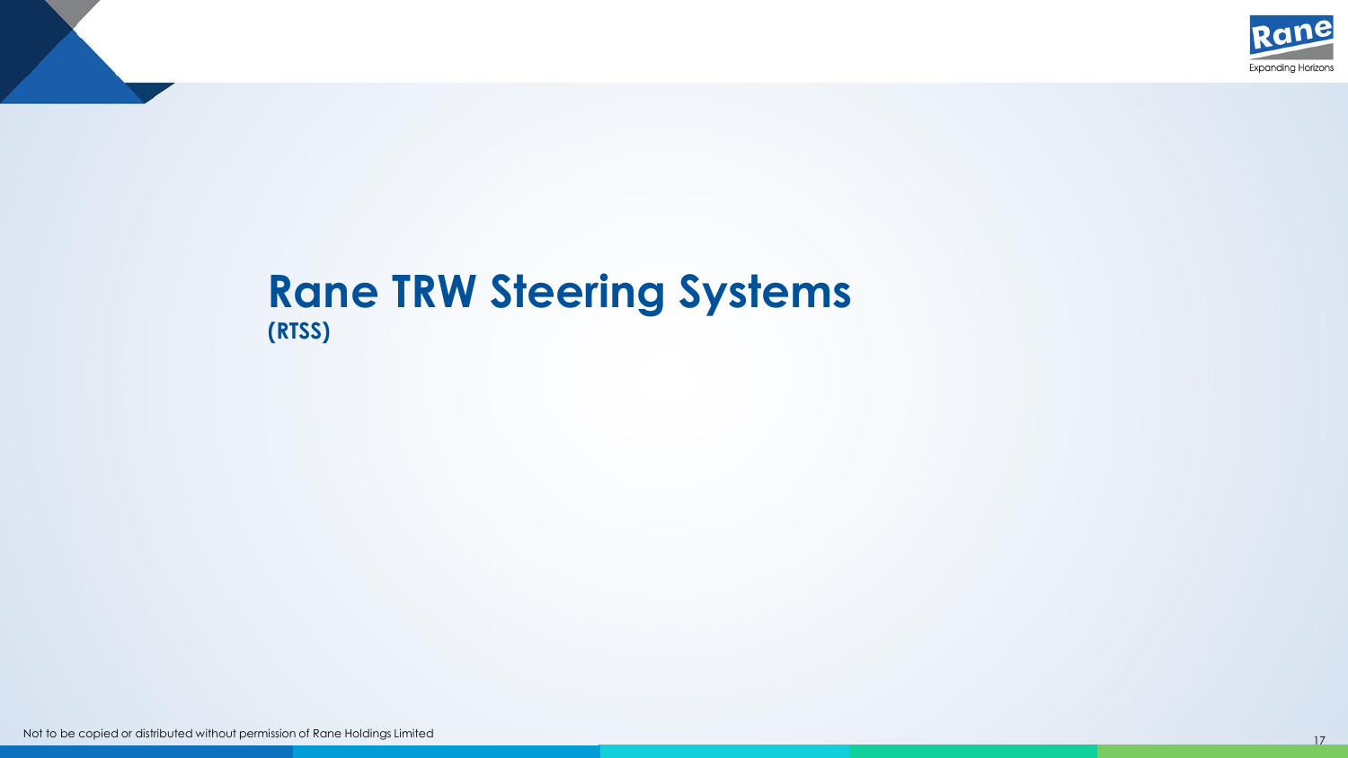# Rane TRW Steering Systems

**(RTSS)**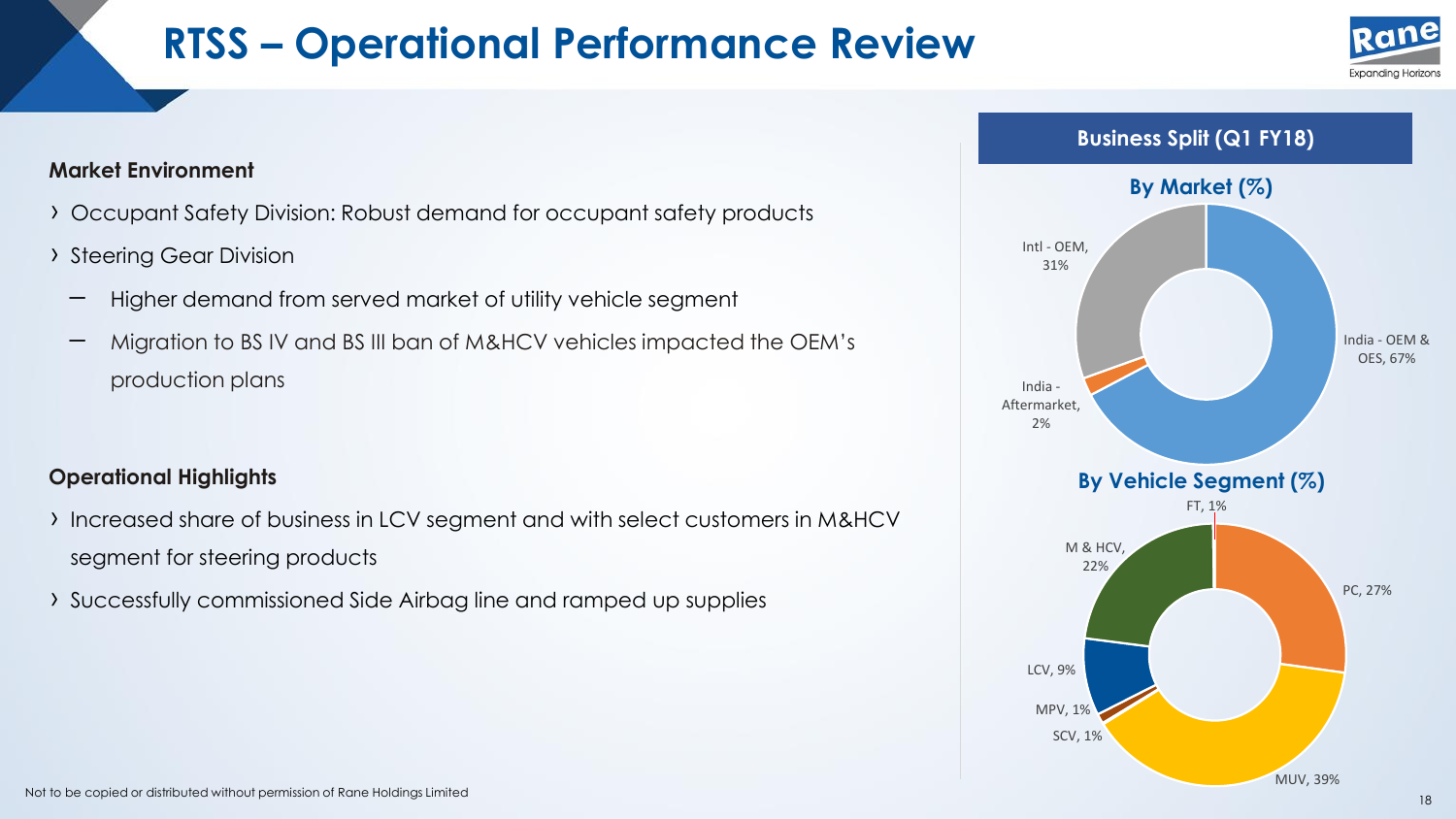# RTSS – Operational Performance Review

**Market Environment**

- Occupant Safety Division: Robust demand for occupant safety products
- Steering Gear Division
  - Higher demand from served market of utility vehicle segment
  - Migration to BS IV and BS III ban of M&HCV vehicles impacted the OEM's production plans

**Operational Highlights**

- Increased share of business in LCV segment and with select customers in M&HCV segment for steering products
- Successfully commissioned Side Airbag line and ramped up supplies

## Business Split (Q1 FY18)

**By Market (%)**

| Market | % |
|---|---|
| India - OEM & OES | 67% |
| India - Aftermarket | 2% |
| Intl - OEM | 31% |

**By Vehicle Segment (%)**

| Segment | % |
|---|---|
| PC | 27% |
| MUV | 39% |
| SCV | 1% |
| MPV | 1% |
| LCV | 9% |
| M & HCV | 22% |
| FT | 1% |

Not to be copied or distributed without permission of Rane Holdings Limited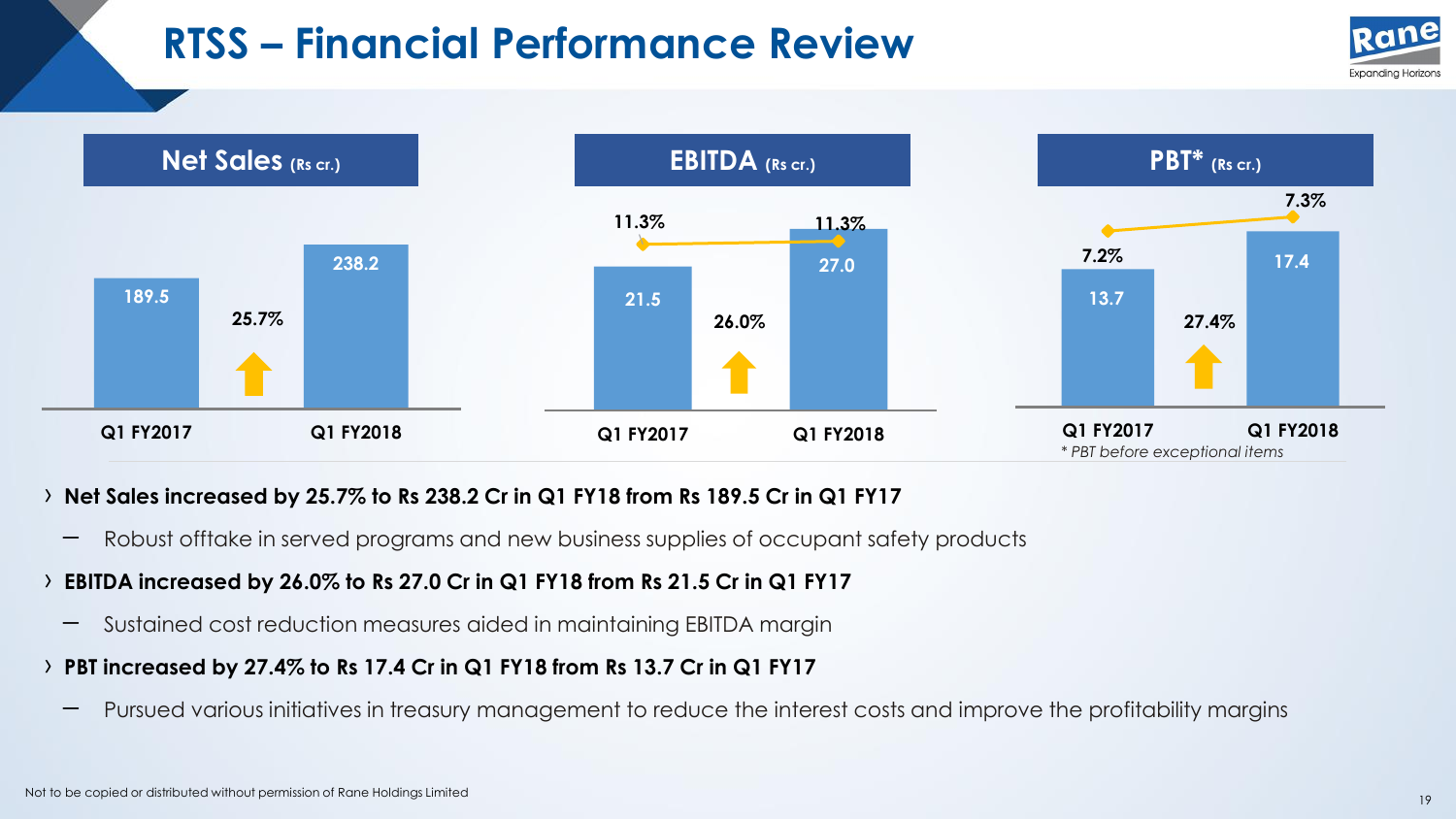# RTSS – Financial Performance Review

| Net Sales (Rs cr.) | Q1 FY2017 | Q1 FY2018 | Growth |
|---|---|---|---|
| Net Sales | 189.5 | 238.2 | 25.7% |

| EBITDA (Rs cr.) | Q1 FY2017 | Q1 FY2018 | Growth |
|---|---|---|---|
| EBITDA | 21.5 | 27.0 | 26.0% |
| Margin | 11.3% | 11.3% | |

| PBT* (Rs cr.) | Q1 FY2017 | Q1 FY2018 | Growth |
|---|---|---|---|
| PBT | 13.7 | 17.4 | 27.4% |
| Margin | 7.2% | 7.3% | |

*\* PBT before exceptional items*

- **Net Sales increased by 25.7% to Rs 238.2 Cr in Q1 FY18 from Rs 189.5 Cr in Q1 FY17**
  - Robust offtake in served programs and new business supplies of occupant safety products
- **EBITDA increased by 26.0% to Rs 27.0 Cr in Q1 FY18 from Rs 21.5 Cr in Q1 FY17**
  - Sustained cost reduction measures aided in maintaining EBITDA margin
- **PBT increased by 27.4% to Rs 17.4 Cr in Q1 FY18 from Rs 13.7 Cr in Q1 FY17**
  - Pursued various initiatives in treasury management to reduce the interest costs and improve the profitability margins

Not to be copied or distributed without permission of Rane Holdings Limited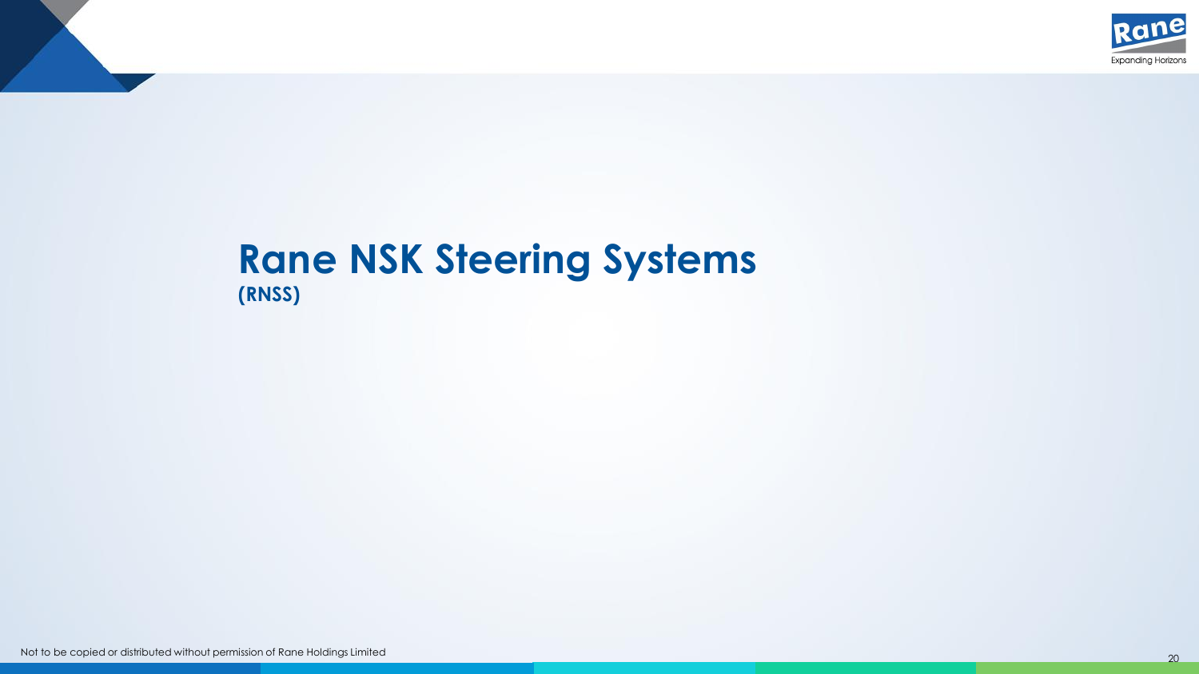# Rane NSK Steering Systems

**(RNSS)**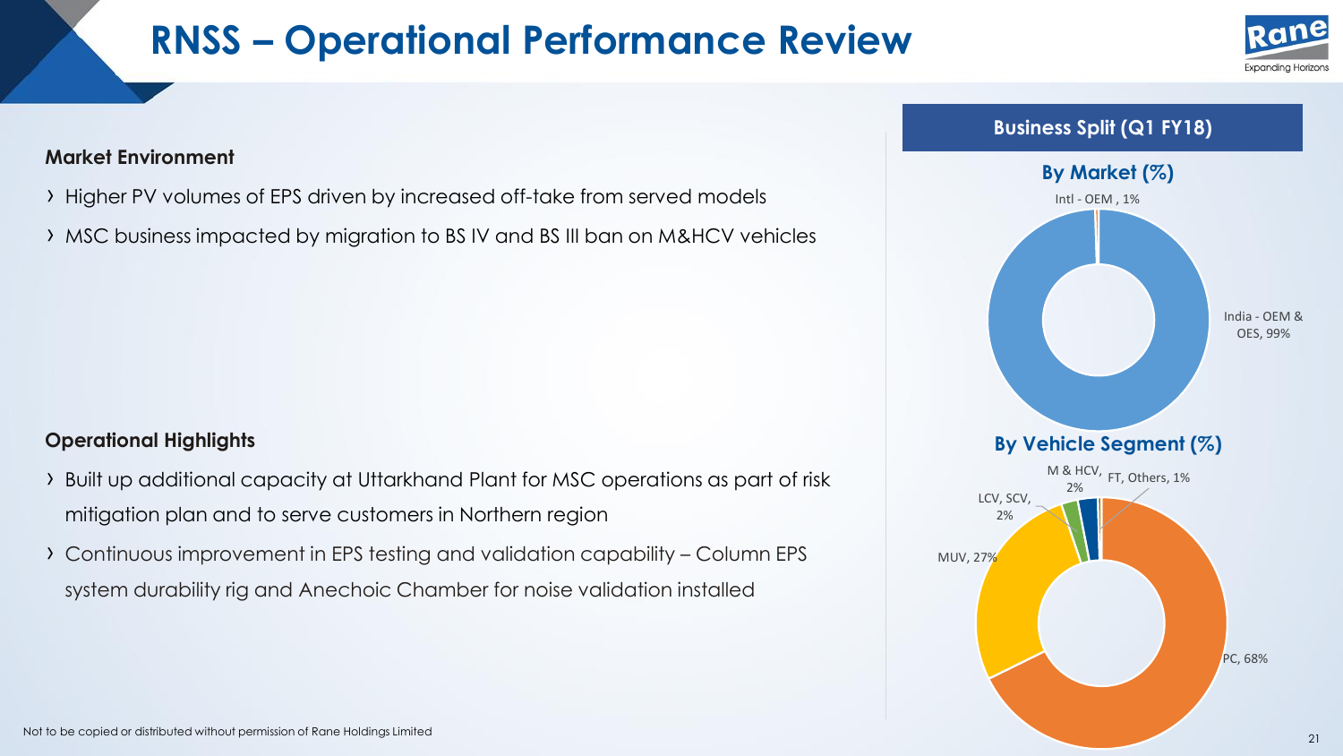# RNSS – Operational Performance Review

### Market Environment

- Higher PV volumes of EPS driven by increased off-take from served models
- MSC business impacted by migration to BS IV and BS III ban on M&HCV vehicles

### Operational Highlights

- Built up additional capacity at Uttarkhand Plant for MSC operations as part of risk mitigation plan and to serve customers in Northern region
- Continuous improvement in EPS testing and validation capability – Column EPS system durability rig and Anechoic Chamber for noise validation installed

### Business Split (Q1 FY18)

**By Market (%)**

- Intl - OEM , 1%
- India - OEM & OES, 99%

**By Vehicle Segment (%)**

- PC, 68%
- MUV, 27%
- LCV, SCV, 2%
- M & HCV, 2%
- FT, Others, 1%

Not to be copied or distributed without permission of Rane Holdings Limited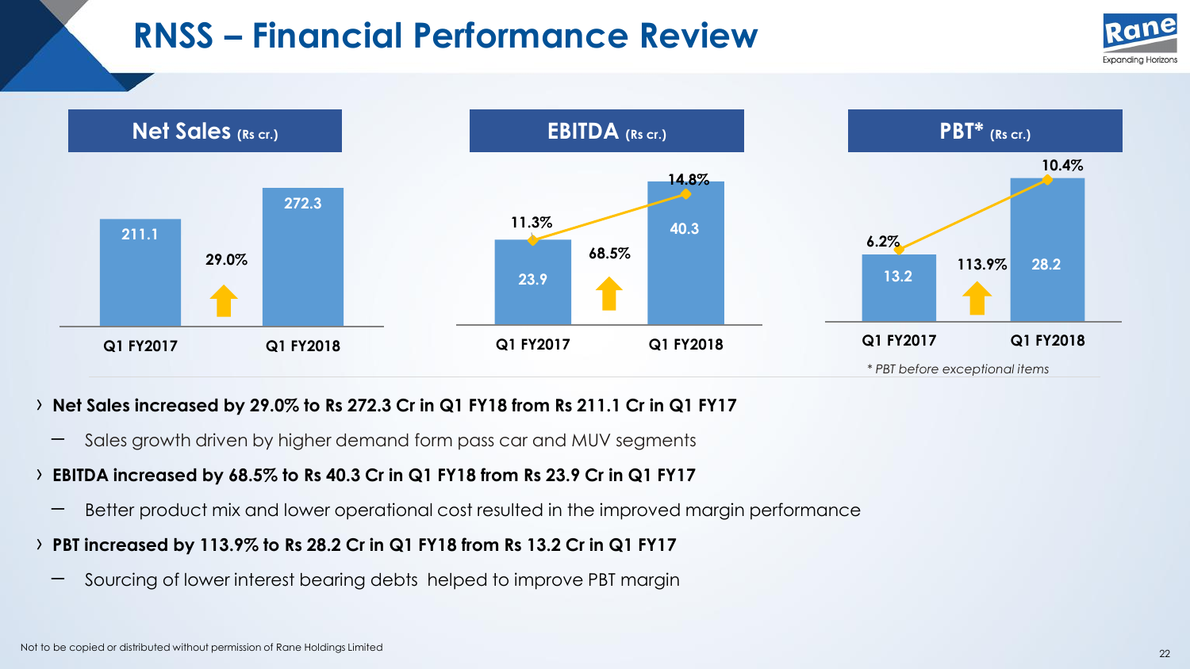# RNSS – Financial Performance Review

| | Q1 FY2017 | Q1 FY2018 | Growth |
|---|---|---|---|
| Net Sales (Rs cr.) | 211.1 | 272.3 | 29.0% |
| EBITDA (Rs cr.) | 23.9 | 40.3 | 68.5% |
| EBITDA margin | 11.3% | 14.8% | |
| PBT* (Rs cr.) | 13.2 | 28.2 | 113.9% |
| PBT margin | 6.2% | 10.4% | |

*\* PBT before exceptional items*

- **Net Sales increased by 29.0% to Rs 272.3 Cr in Q1 FY18 from Rs 211.1 Cr in Q1 FY17**
  - Sales growth driven by higher demand form pass car and MUV segments
- **EBITDA increased by 68.5% to Rs 40.3 Cr in Q1 FY18 from Rs 23.9 Cr in Q1 FY17**
  - Better product mix and lower operational cost resulted in the improved margin performance
- **PBT increased by 113.9% to Rs 28.2 Cr in Q1 FY18 from Rs 13.2 Cr in Q1 FY17**
  - Sourcing of lower interest bearing debts helped to improve PBT margin

Not to be copied or distributed without permission of Rane Holdings Limited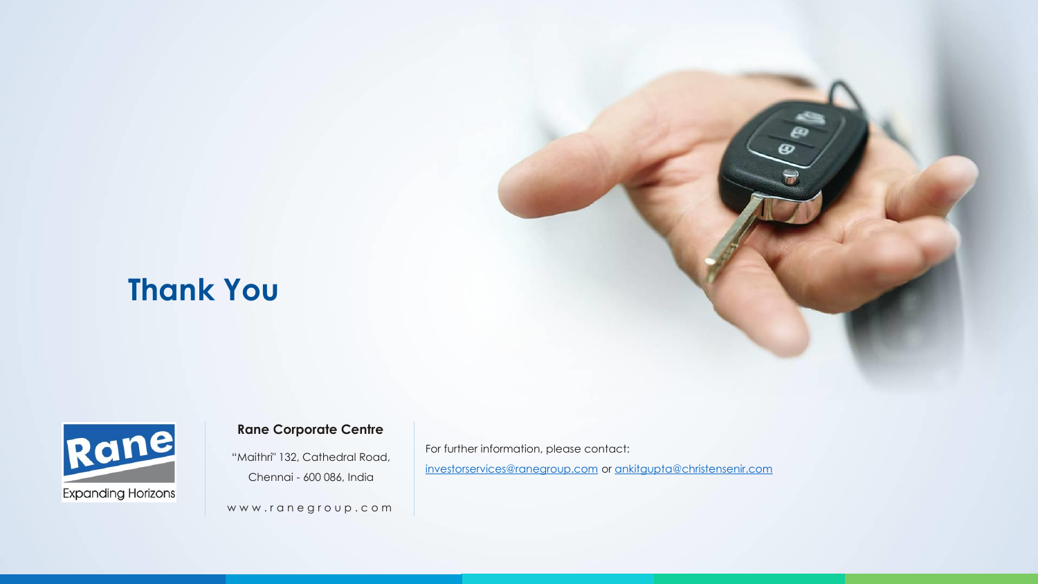# Thank You

Rane

Expanding Horizons

**Rane Corporate Centre**

"Maithri" 132, Cathedral Road,

Chennai - 600 086, India

www.ranegroup.com

For further information, please contact:

investorservices@ranegroup.com or ankitgupta@christensenir.com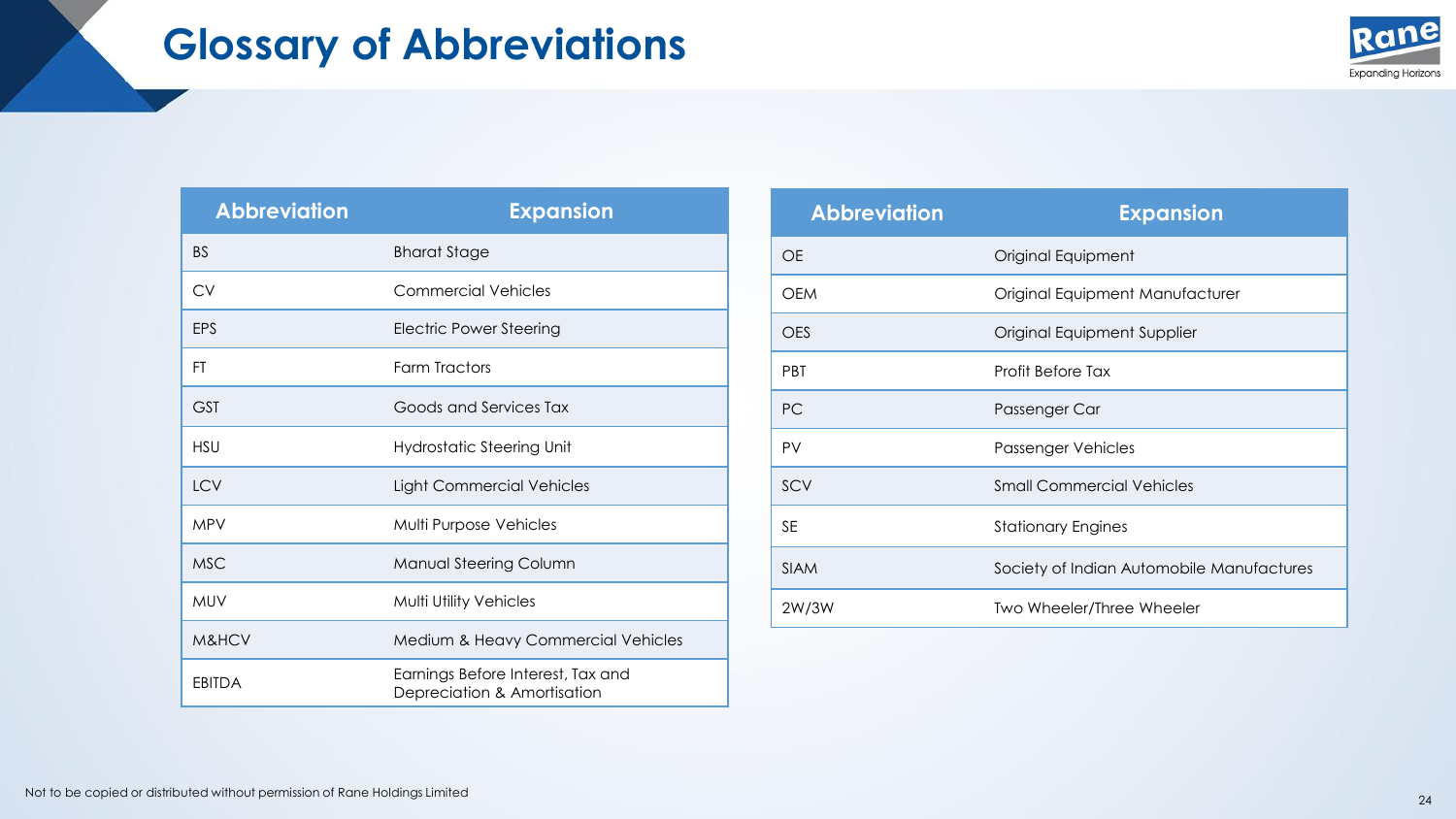# Glossary of Abbreviations

| Abbreviation | Expansion |
|---|---|
| BS | Bharat Stage |
| CV | Commercial Vehicles |
| EPS | Electric Power Steering |
| FT | Farm Tractors |
| GST | Goods and Services Tax |
| HSU | Hydrostatic Steering Unit |
| LCV | Light Commercial Vehicles |
| MPV | Multi Purpose Vehicles |
| MSC | Manual Steering Column |
| MUV | Multi Utility Vehicles |
| M&HCV | Medium & Heavy Commercial Vehicles |
| EBITDA | Earnings Before Interest, Tax and Depreciation & Amortisation |

| Abbreviation | Expansion |
|---|---|
| OE | Original Equipment |
| OEM | Original Equipment Manufacturer |
| OES | Original Equipment Supplier |
| PBT | Profit Before Tax |
| PC | Passenger Car |
| PV | Passenger Vehicles |
| SCV | Small Commercial Vehicles |
| SE | Stationary Engines |
| SIAM | Society of Indian Automobile Manufactures |
| 2W/3W | Two Wheeler/Three Wheeler |

Not to be copied or distributed without permission of Rane Holdings Limited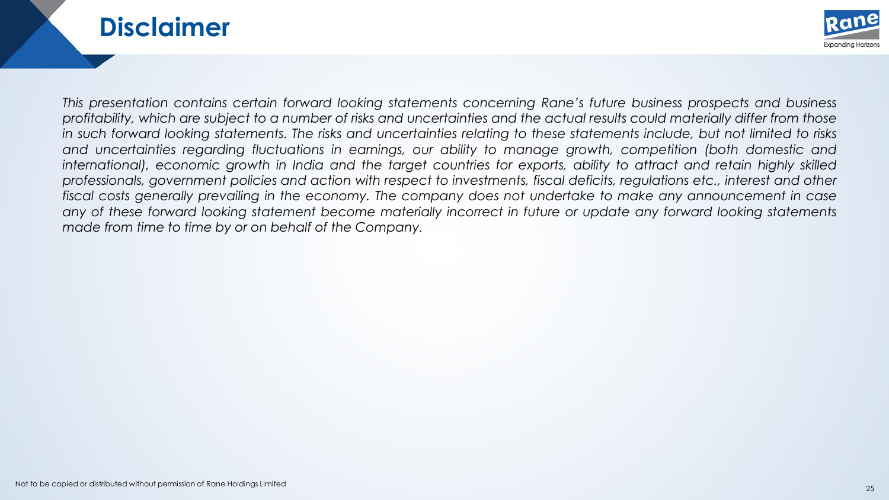# Disclaimer

*This presentation contains certain forward looking statements concerning Rane's future business prospects and business profitability, which are subject to a number of risks and uncertainties and the actual results could materially differ from those in such forward looking statements. The risks and uncertainties relating to these statements include, but not limited to risks and uncertainties regarding fluctuations in earnings, our ability to manage growth, competition (both domestic and international), economic growth in India and the target countries for exports, ability to attract and retain highly skilled professionals, government policies and action with respect to investments, fiscal deficits, regulations etc., interest and other fiscal costs generally prevailing in the economy. The company does not undertake to make any announcement in case any of these forward looking statement become materially incorrect in future or update any forward looking statements made from time to time by or on behalf of the Company.*

Not to be copied or distributed without permission of Rane Holdings Limited